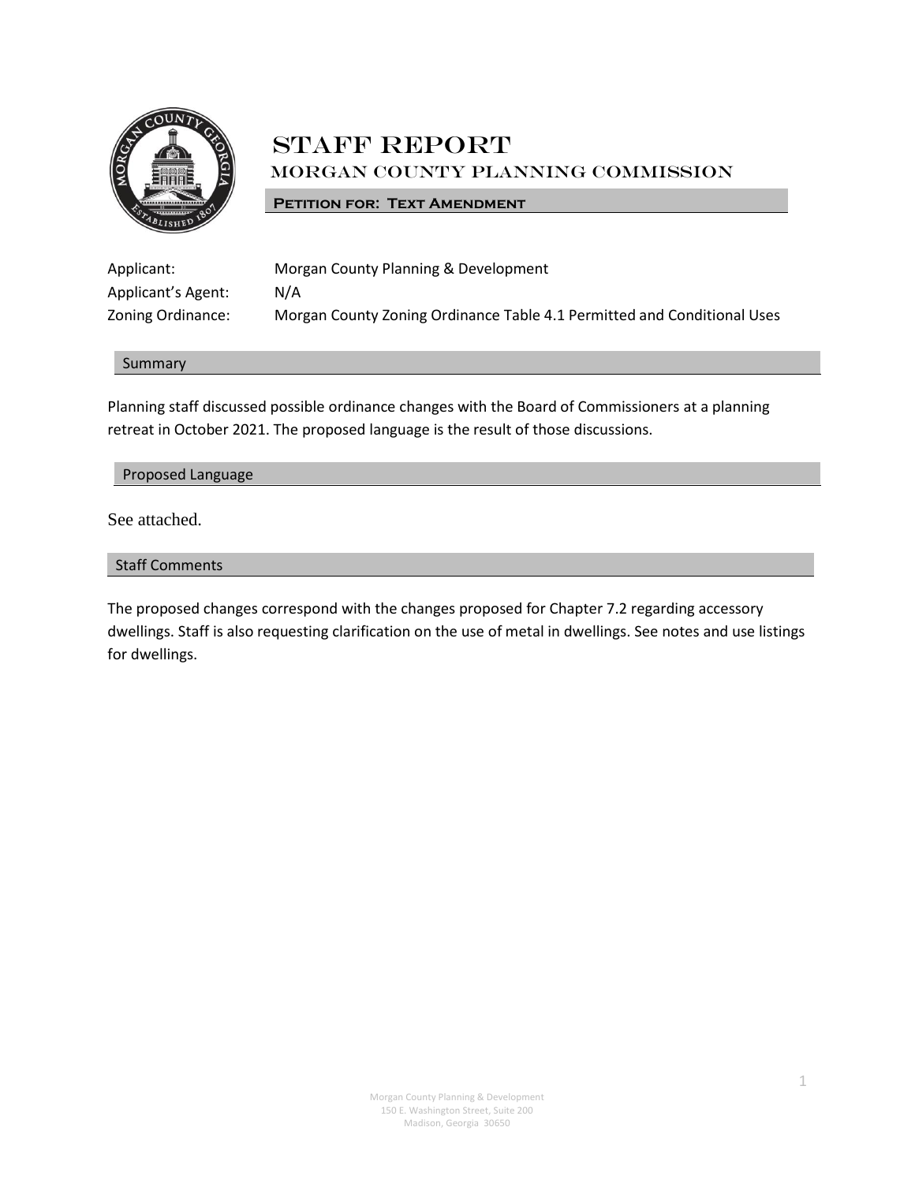# STAFF REPORT

## MORGAN COUNTY PLANNING COMMISSION

**PETITION FOR: TEXT AMENDMENT**

| | |
|---|---|
| Applicant: | Morgan County Planning & Development |
| Applicant's Agent: | N/A |
| Zoning Ordinance: | Morgan County Zoning Ordinance Table 4.1 Permitted and Conditional Uses |

### Summary

Planning staff discussed possible ordinance changes with the Board of Commissioners at a planning retreat in October 2021. The proposed language is the result of those discussions.

### Proposed Language

See attached.

### Staff Comments

The proposed changes correspond with the changes proposed for Chapter 7.2 regarding accessory dwellings. Staff is also requesting clarification on the use of metal in dwellings. See notes and use listings for dwellings.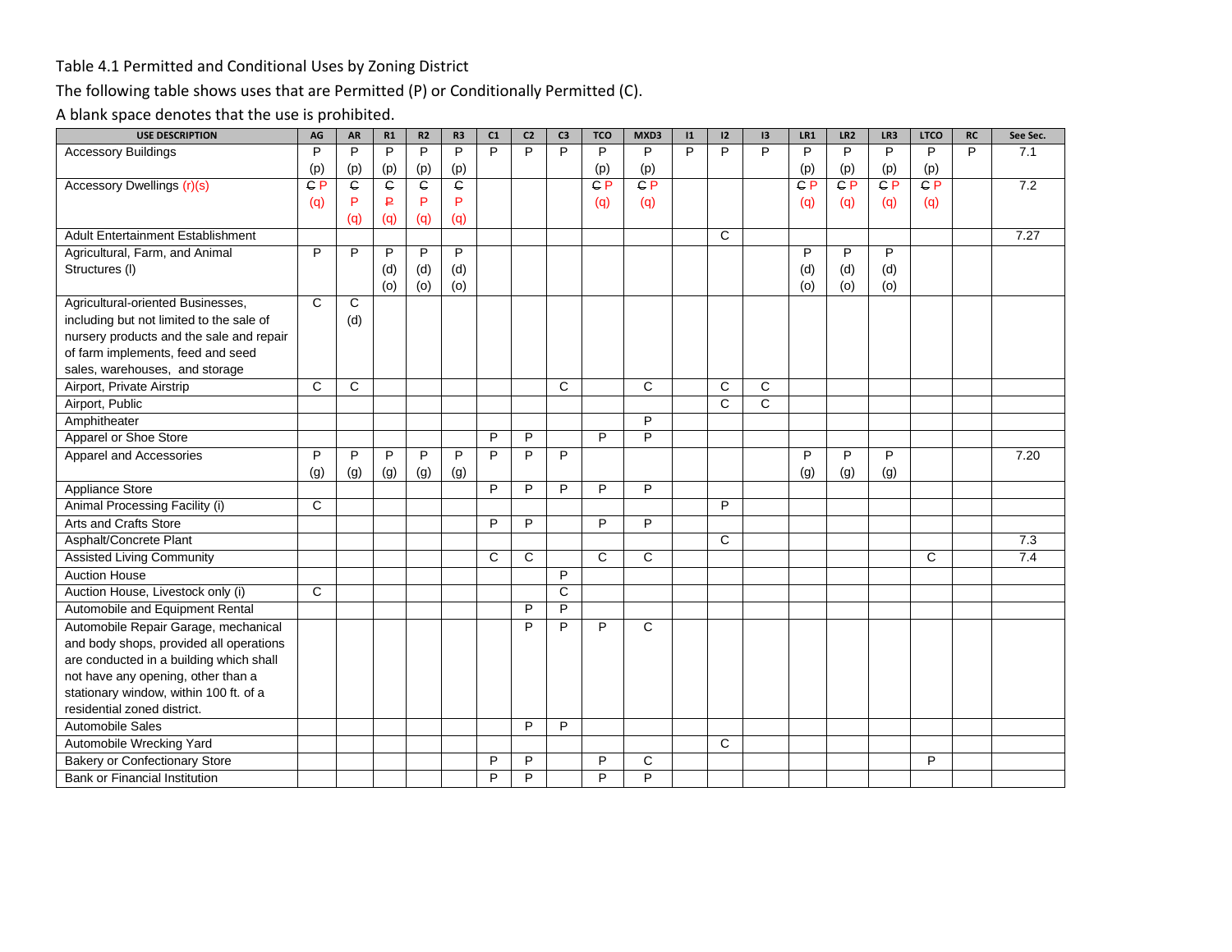Table 4.1 Permitted and Conditional Uses by Zoning District

The following table shows uses that are Permitted (P) or Conditionally Permitted (C).

A blank space denotes that the use is prohibited.

| USE DESCRIPTION | AG | AR | R1 | R2 | R3 | C1 | C2 | C3 | TCO | MXD3 | I1 | I2 | I3 | LR1 | LR2 | LR3 | LTCO | RC | See Sec. |
|---|---|---|---|---|---|---|---|---|---|---|---|---|---|---|---|---|---|---|---|
| Accessory Buildings | P (p) | P (p) | P (p) | P (p) | P (p) | P | P | P | P (p) | P (p) | P | P | P | P (p) | P (p) | P (p) | P (p) | P | 7.1 |
| Accessory Dwellings (r)(s) | ~~C~~ P (q) | ~~C~~ P (q) | ~~C~~ ~~P~~ (q) | ~~C~~ P (q) | ~~C~~ P (q) | | | | ~~C~~ P (q) | ~~C~~ P (q) | | | | ~~C~~ P (q) | ~~C~~ P (q) | ~~C~~ P (q) | ~~C~~ P (q) | | 7.2 |
| Adult Entertainment Establishment | | | | | | | | | | | | C | | | | | | | 7.27 |
| Agricultural, Farm, and Animal Structures (l) | P | P | P (d) (o) | P (d) (o) | P (d) (o) | | | | | | | | | P (d) (o) | P (d) (o) | P (d) (o) | | | |
| Agricultural-oriented Businesses, including but not limited to the sale of nursery products and the sale and repair of farm implements, feed and seed sales, warehouses, and storage | C | C (d) | | | | | | | | | | | | | | | | | |
| Airport, Private Airstrip | C | C | | | | | | C | | C | | C | C | | | | | | |
| Airport, Public | | | | | | | | | | | | C | C | | | | | | |
| Amphitheater | | | | | | | | | | P | | | | | | | | | |
| Apparel or Shoe Store | | | | | | P | P | | P | P | | | | | | | | | |
| Apparel and Accessories | P (g) | P (g) | P (g) | P (g) | P (g) | P | P | P | | | | | | P (g) | P (g) | P (g) | | | 7.20 |
| Appliance Store | | | | | | P | P | P | P | P | | | | | | | | | |
| Animal Processing Facility (i) | C | | | | | | | | | | | P | | | | | | | |
| Arts and Crafts Store | | | | | | P | P | | P | P | | | | | | | | | |
| Asphalt/Concrete Plant | | | | | | | | | | | | C | | | | | | | 7.3 |
| Assisted Living Community | | | | | | C | C | | C | C | | | | | | | C | | 7.4 |
| Auction House | | | | | | | | P | | | | | | | | | | | |
| Auction House, Livestock only (i) | C | | | | | | | C | | | | | | | | | | | |
| Automobile and Equipment Rental | | | | | | | P | P | | | | | | | | | | | |
| Automobile Repair Garage, mechanical and body shops, provided all operations are conducted in a building which shall not have any opening, other than a stationary window, within 100 ft. of a residential zoned district. | | | | | | | P | P | P | C | | | | | | | | | |
| Automobile Sales | | | | | | | P | P | | | | | | | | | | | |
| Automobile Wrecking Yard | | | | | | | | | | | | C | | | | | | | |
| Bakery or Confectionary Store | | | | | | P | P | | P | C | | | | | | | P | | |
| Bank or Financial Institution | | | | | | P | P | | P | P | | | | | | | | | |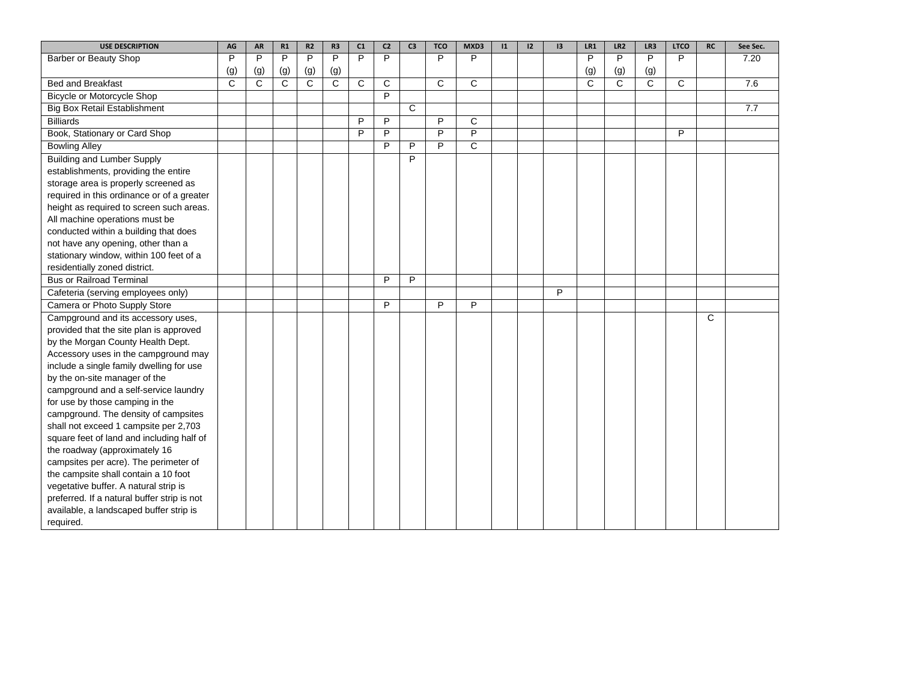| USE DESCRIPTION | AG | AR | R1 | R2 | R3 | C1 | C2 | C3 | TCO | MXD3 | I1 | I2 | I3 | LR1 | LR2 | LR3 | LTCO | RC | See Sec. |
|---|---|---|---|---|---|---|---|---|---|---|---|---|---|---|---|---|---|---|---|
| Barber or Beauty Shop | P (g) | P (g) | P (g) | P (g) | P (g) | P | P | | P | P | | | | P (g) | P (g) | P (g) | P | | 7.20 |
| Bed and Breakfast | C | C | C | C | C | C | C | | C | C | | | | C | C | C | C | | 7.6 |
| Bicycle or Motorcycle Shop | | | | | | | P | | | | | | | | | | | | |
| Big Box Retail Establishment | | | | | | | | C | | | | | | | | | | | 7.7 |
| Billiards | | | | | | P | P | | P | C | | | | | | | | | |
| Book, Stationary or Card Shop | | | | | | P | P | | P | P | | | | | | | P | | |
| Bowling Alley | | | | | | | P | P | P | C | | | | | | | | | |
| Building and Lumber Supply establishments, providing the entire storage area is properly screened as required in this ordinance or of a greater height as required to screen such areas. All machine operations must be conducted within a building that does not have any opening, other than a stationary window, within 100 feet of a residentially zoned district. | | | | | | | | P | | | | | | | | | | | |
| Bus or Railroad Terminal | | | | | | | P | P | | | | | | | | | | | |
| Cafeteria (serving employees only) | | | | | | | | | | | | | P | | | | | | |
| Camera or Photo Supply Store | | | | | | | P | | P | P | | | | | | | | | |
| Campground and its accessory uses, provided that the site plan is approved by the Morgan County Health Dept. Accessory uses in the campground may include a single family dwelling for use by the on-site manager of the campground and a self-service laundry for use by those camping in the campground. The density of campsites shall not exceed 1 campsite per 2,703 square feet of land and including half of the roadway (approximately 16 campsites per acre). The perimeter of the campsite shall contain a 10 foot vegetative buffer. A natural strip is preferred. If a natural buffer strip is not available, a landscaped buffer strip is required. | | | | | | | | | | | | | | | | | | C | |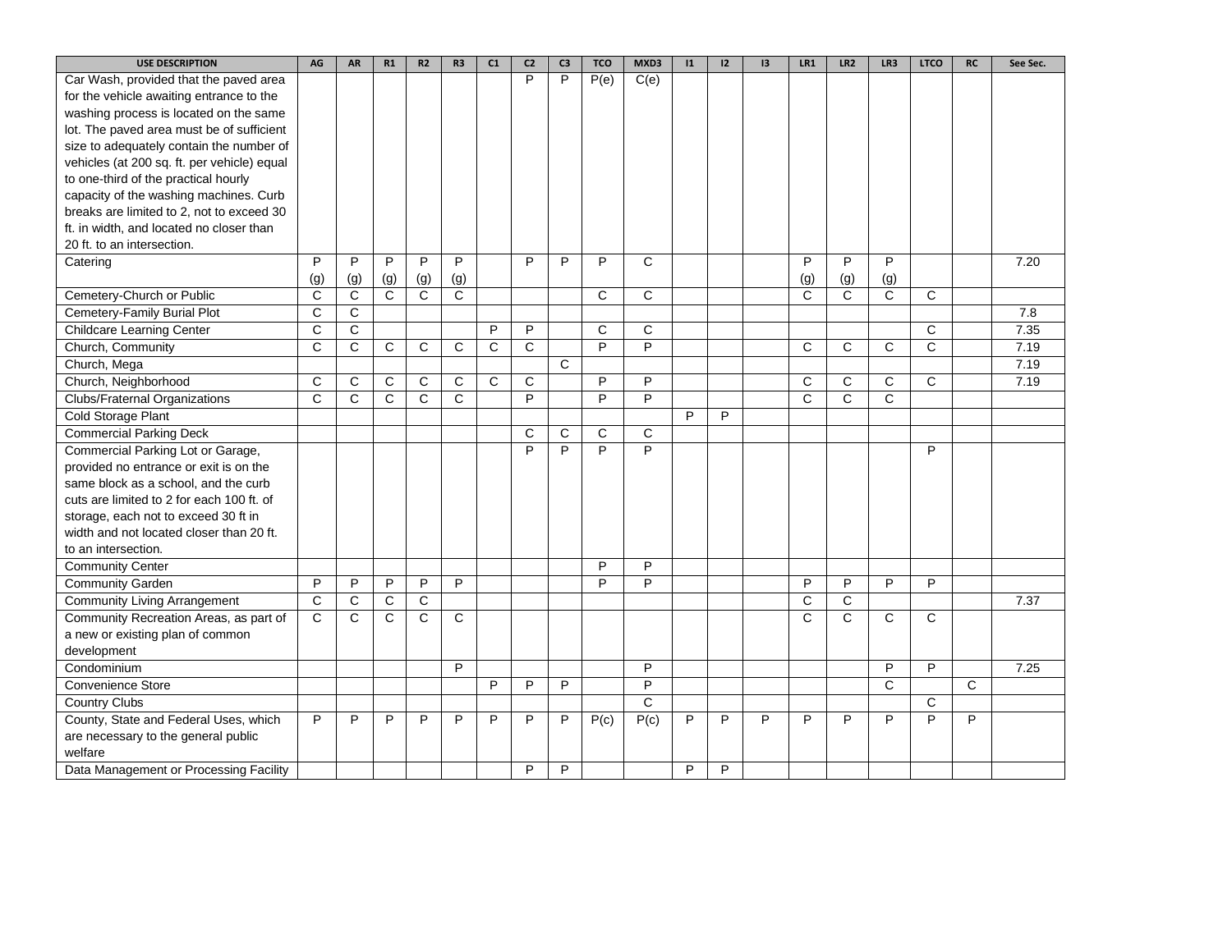| USE DESCRIPTION | AG | AR | R1 | R2 | R3 | C1 | C2 | C3 | TCO | MXD3 | I1 | I2 | I3 | LR1 | LR2 | LR3 | LTCO | RC | See Sec. |
|---|---|---|---|---|---|---|---|---|---|---|---|---|---|---|---|---|---|---|---|
| Car Wash, provided that the paved area for the vehicle awaiting entrance to the washing process is located on the same lot. The paved area must be of sufficient size to adequately contain the number of vehicles (at 200 sq. ft. per vehicle) equal to one-third of the practical hourly capacity of the washing machines. Curb breaks are limited to 2, not to exceed 30 ft. in width, and located no closer than 20 ft. to an intersection. | | | | | | | P | P | P(e) | C(e) | | | | | | | | | |
| Catering | P (g) | P (g) | P (g) | P (g) | P (g) | | P | P | P | C | | | | P (g) | P (g) | P (g) | | | 7.20 |
| Cemetery-Church or Public | C | C | C | C | C | | | | C | C | | | | C | C | C | C | | |
| Cemetery-Family Burial Plot | C | C | | | | | | | | | | | | | | | | | 7.8 |
| Childcare Learning Center | C | C | | | | P | P | | C | C | | | | | | | C | | 7.35 |
| Church, Community | C | C | C | C | C | C | C | | P | P | | | | C | C | C | C | | 7.19 |
| Church, Mega | | | | | | | | C | | | | | | | | | | | 7.19 |
| Church, Neighborhood | C | C | C | C | C | C | C | | P | P | | | | C | C | C | C | | 7.19 |
| Clubs/Fraternal Organizations | C | C | C | C | C | | P | | P | P | | | | C | C | C | | | |
| Cold Storage Plant | | | | | | | | | | | P | P | | | | | | | |
| Commercial Parking Deck | | | | | | | C | C | C | C | | | | | | | | | |
| Commercial Parking Lot or Garage, provided no entrance or exit is on the same block as a school, and the curb cuts are limited to 2 for each 100 ft. of storage, each not to exceed 30 ft in width and not located closer than 20 ft. to an intersection. | | | | | | | P | P | P | P | | | | | | | P | | |
| Community Center | | | | | | | | | P | P | | | | | | | | | |
| Community Garden | P | P | P | P | P | | | | P | P | | | | P | P | P | P | | |
| Community Living Arrangement | C | C | C | C | | | | | | | | | | C | C | | | | 7.37 |
| Community Recreation Areas, as part of a new or existing plan of common development | C | C | C | C | C | | | | | | | | | C | C | C | C | | |
| Condominium | | | | | P | | | | | P | | | | | | P | P | | 7.25 |
| Convenience Store | | | | | | P | P | P | | P | | | | | | C | | C | |
| Country Clubs | | | | | | | | | | C | | | | | | | C | | |
| County, State and Federal Uses, which are necessary to the general public welfare | P | P | P | P | P | P | P | P | P(c) | P(c) | P | P | P | P | P | P | P | P | |
| Data Management or Processing Facility | | | | | | | P | P | | | P | P | | | | | | | |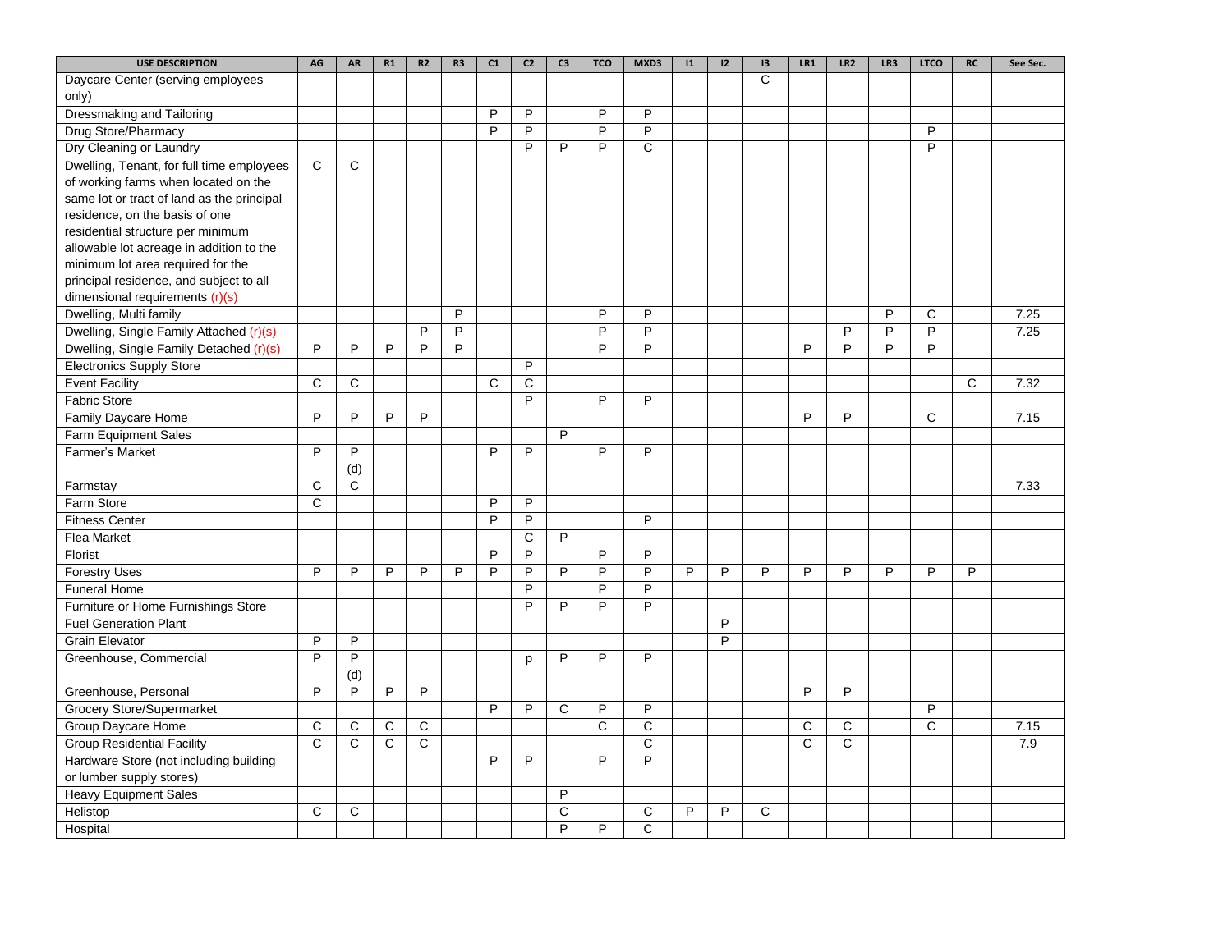| USE DESCRIPTION | AG | AR | R1 | R2 | R3 | C1 | C2 | C3 | TCO | MXD3 | I1 | I2 | I3 | LR1 | LR2 | LR3 | LTCO | RC | See Sec. |
|---|---|---|---|---|---|---|---|---|---|---|---|---|---|---|---|---|---|---|---|
| Daycare Center (serving employees only) | | | | | | | | | | | | | C | | | | | | |
| Dressmaking and Tailoring | | | | | | P | P | | P | P | | | | | | | | | |
| Drug Store/Pharmacy | | | | | | P | P | | P | P | | | | | | | P | | |
| Dry Cleaning or Laundry | | | | | | | P | P | P | C | | | | | | | P | | |
| Dwelling, Tenant, for full time employees of working farms when located on the same lot or tract of land as the principal residence, on the basis of one residential structure per minimum allowable lot acreage in addition to the minimum lot area required for the principal residence, and subject to all dimensional requirements (r)(s) | C | C | | | | | | | | | | | | | | | | | |
| Dwelling, Multi family | | | | | P | | | | P | P | | | | | | P | C | | 7.25 |
| Dwelling, Single Family Attached (r)(s) | | | | P | P | | | | P | P | | | | | P | P | P | | 7.25 |
| Dwelling, Single Family Detached (r)(s) | P | P | P | P | P | | | | P | P | | | | P | P | P | P | | |
| Electronics Supply Store | | | | | | | P | | | | | | | | | | | | |
| Event Facility | C | C | | | | C | C | | | | | | | | | | | C | 7.32 |
| Fabric Store | | | | | | | P | | P | P | | | | | | | | | |
| Family Daycare Home | P | P | P | P | | | | | | | | | | P | P | | C | | 7.15 |
| Farm Equipment Sales | | | | | | | | P | | | | | | | | | | | |
| Farmer's Market | P | P (d) | | | | P | P | | P | P | | | | | | | | | |
| Farmstay | C | C | | | | | | | | | | | | | | | | | 7.33 |
| Farm Store | C | | | | | P | P | | | | | | | | | | | | |
| Fitness Center | | | | | | P | P | | | P | | | | | | | | | |
| Flea Market | | | | | | | C | P | | | | | | | | | | | |
| Florist | | | | | | P | P | | P | P | | | | | | | | | |
| Forestry Uses | P | P | P | P | P | P | P | P | P | P | P | P | P | P | P | P | P | P | |
| Funeral Home | | | | | | | P | | P | P | | | | | | | | | |
| Furniture or Home Furnishings Store | | | | | | | P | P | P | P | | | | | | | | | |
| Fuel Generation Plant | | | | | | | | | | | | P | | | | | | | |
| Grain Elevator | P | P | | | | | | | | | | P | | | | | | | |
| Greenhouse, Commercial | P | P (d) | | | | | p | P | P | P | | | | | | | | | |
| Greenhouse, Personal | P | P | P | P | | | | | | | | | | P | P | | | | |
| Grocery Store/Supermarket | | | | | | P | P | C | P | P | | | | | | | P | | |
| Group Daycare Home | C | C | C | C | | | | | C | C | | | | C | C | | C | | 7.15 |
| Group Residential Facility | C | C | C | C | | | | | | C | | | | C | C | | | | 7.9 |
| Hardware Store (not including building or lumber supply stores) | | | | | | P | P | | P | P | | | | | | | | | |
| Heavy Equipment Sales | | | | | | | | P | | | | | | | | | | | |
| Helistop | C | C | | | | | | C | | C | P | P | C | | | | | | |
| Hospital | | | | | | | | P | P | C | | | | | | | | | |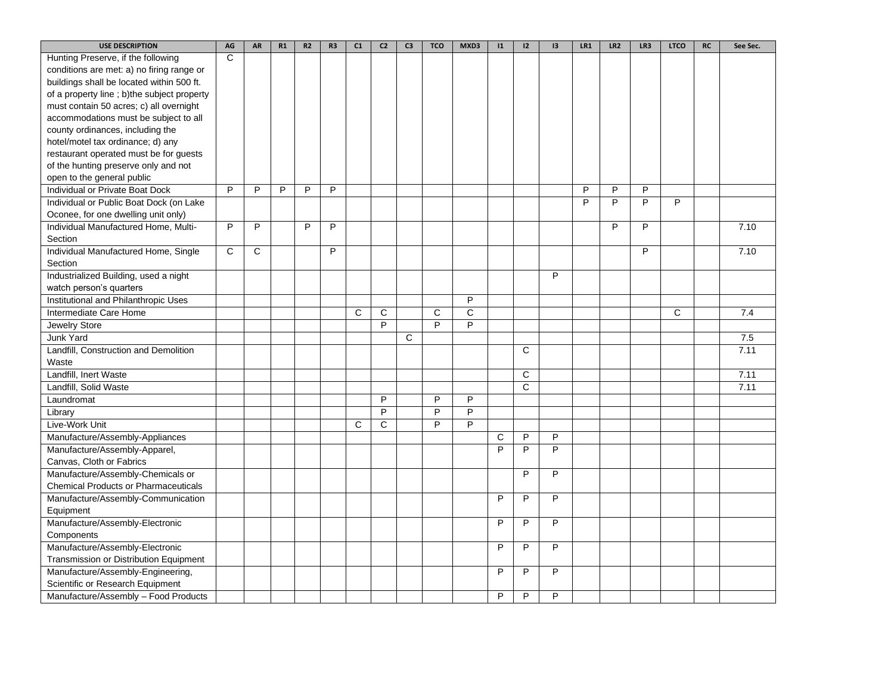| USE DESCRIPTION | AG | AR | R1 | R2 | R3 | C1 | C2 | C3 | TCO | MXD3 | I1 | I2 | I3 | LR1 | LR2 | LR3 | LTCO | RC | See Sec. |
|---|---|---|---|---|---|---|---|---|---|---|---|---|---|---|---|---|---|---|---|
| Hunting Preserve, if the following conditions are met: a) no firing range or buildings shall be located within 500 ft. of a property line ; b)the subject property must contain 50 acres; c) all overnight accommodations must be subject to all county ordinances, including the hotel/motel tax ordinance; d) any restaurant operated must be for guests of the hunting preserve only and not open to the general public | C | | | | | | | | | | | | | | | | | | |
| Individual or Private Boat Dock | P | P | P | P | P | | | | | | | | | P | P | P | | | |
| Individual or Public Boat Dock (on Lake Oconee, for one dwelling unit only) | | | | | | | | | | | | | | P | P | P | P | | |
| Individual Manufactured Home, Multi-Section | P | P | | P | P | | | | | | | | | | P | P | | | 7.10 |
| Individual Manufactured Home, Single Section | C | C | | | P | | | | | | | | | | | P | | | 7.10 |
| Industrialized Building, used a night watch person's quarters | | | | | | | | | | | | | P | | | | | | |
| Institutional and Philanthropic Uses | | | | | | | | | | P | | | | | | | | | |
| Intermediate Care Home | | | | | | C | C | | C | C | | | | | | | C | | 7.4 |
| Jewelry Store | | | | | | | P | | P | P | | | | | | | | | |
| Junk Yard | | | | | | | | C | | | | | | | | | | | 7.5 |
| Landfill, Construction and Demolition Waste | | | | | | | | | | | | C | | | | | | | 7.11 |
| Landfill, Inert Waste | | | | | | | | | | | | C | | | | | | | 7.11 |
| Landfill, Solid Waste | | | | | | | | | | | | C | | | | | | | 7.11 |
| Laundromat | | | | | | | P | | P | P | | | | | | | | | |
| Library | | | | | | | P | | P | P | | | | | | | | | |
| Live-Work Unit | | | | | | C | C | | P | P | | | | | | | | | |
| Manufacture/Assembly-Appliances | | | | | | | | | | | C | P | P | | | | | | |
| Manufacture/Assembly-Apparel, Canvas, Cloth or Fabrics | | | | | | | | | | | P | P | P | | | | | | |
| Manufacture/Assembly-Chemicals or Chemical Products or Pharmaceuticals | | | | | | | | | | | | P | P | | | | | | |
| Manufacture/Assembly-Communication Equipment | | | | | | | | | | | P | P | P | | | | | | |
| Manufacture/Assembly-Electronic Components | | | | | | | | | | | P | P | P | | | | | | |
| Manufacture/Assembly-Electronic Transmission or Distribution Equipment | | | | | | | | | | | P | P | P | | | | | | |
| Manufacture/Assembly-Engineering, Scientific or Research Equipment | | | | | | | | | | | P | P | P | | | | | | |
| Manufacture/Assembly – Food Products | | | | | | | | | | | P | P | P | | | | | | |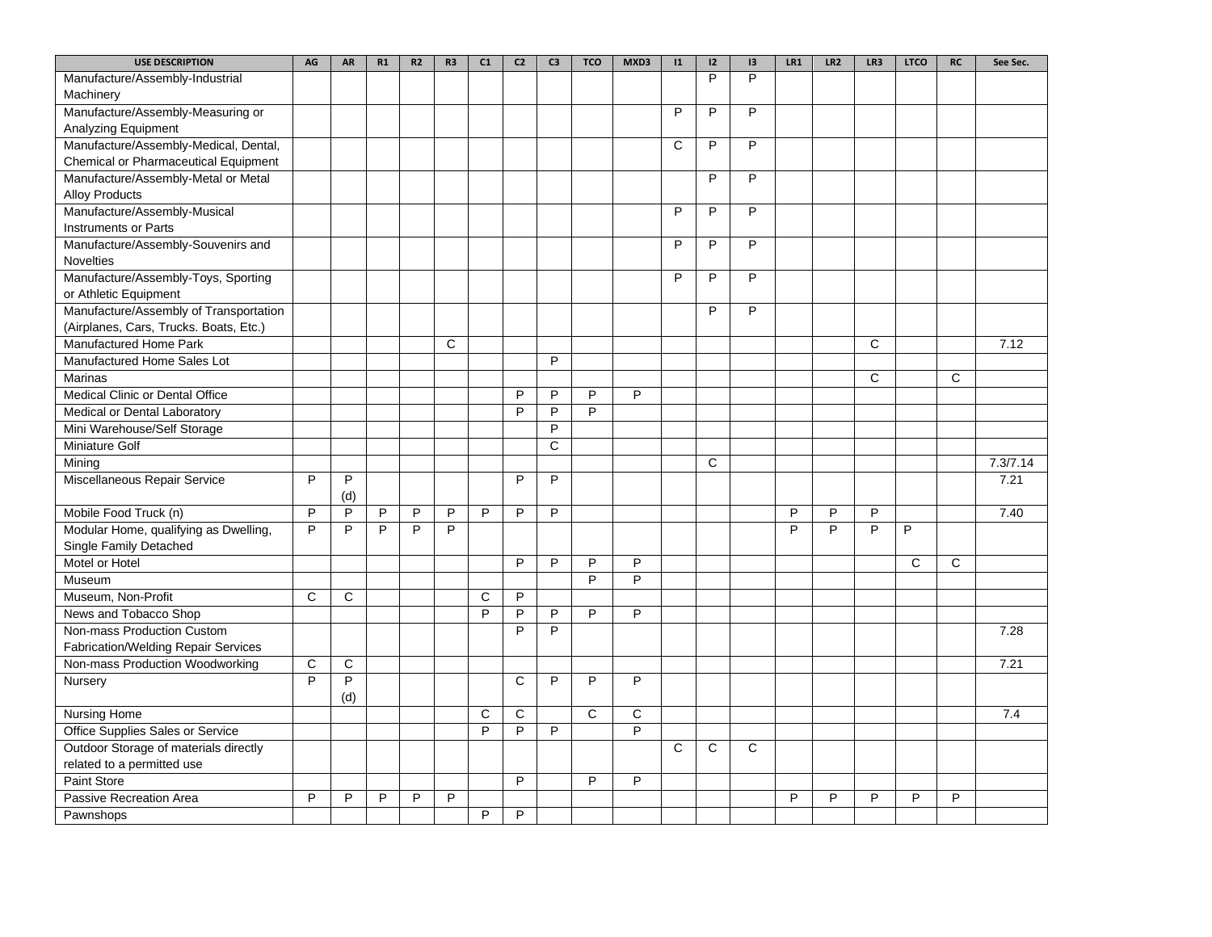| USE DESCRIPTION | AG | AR | R1 | R2 | R3 | C1 | C2 | C3 | TCO | MXD3 | I1 | I2 | I3 | LR1 | LR2 | LR3 | LTCO | RC | See Sec. |
|---|---|---|---|---|---|---|---|---|---|---|---|---|---|---|---|---|---|---|---|
| Manufacture/Assembly-Industrial Machinery | | | | | | | | | | | | P | P | | | | | | |
| Manufacture/Assembly-Measuring or Analyzing Equipment | | | | | | | | | | | P | P | P | | | | | | |
| Manufacture/Assembly-Medical, Dental, Chemical or Pharmaceutical Equipment | | | | | | | | | | | C | P | P | | | | | | |
| Manufacture/Assembly-Metal or Metal Alloy Products | | | | | | | | | | | | P | P | | | | | | |
| Manufacture/Assembly-Musical Instruments or Parts | | | | | | | | | | | P | P | P | | | | | | |
| Manufacture/Assembly-Souvenirs and Novelties | | | | | | | | | | | P | P | P | | | | | | |
| Manufacture/Assembly-Toys, Sporting or Athletic Equipment | | | | | | | | | | | P | P | P | | | | | | |
| Manufacture/Assembly of Transportation (Airplanes, Cars, Trucks. Boats, Etc.) | | | | | | | | | | | | P | P | | | | | | |
| Manufactured Home Park | | | | | C | | | | | | | | | | | C | | | 7.12 |
| Manufactured Home Sales Lot | | | | | | | | P | | | | | | | | | | | |
| Marinas | | | | | | | | | | | | | | | | C | | C | |
| Medical Clinic or Dental Office | | | | | | | P | P | P | P | | | | | | | | | |
| Medical or Dental Laboratory | | | | | | | P | P | P | | | | | | | | | | |
| Mini Warehouse/Self Storage | | | | | | | | P | | | | | | | | | | | |
| Miniature Golf | | | | | | | | C | | | | | | | | | | | |
| Mining | | | | | | | | | | | | C | | | | | | | 7.3/7.14 |
| Miscellaneous Repair Service | P | P (d) | | | | | P | P | | | | | | | | | | | 7.21 |
| Mobile Food Truck (n) | P | P | P | P | P | P | P | P | | | | | | P | P | P | | | 7.40 |
| Modular Home, qualifying as Dwelling, Single Family Detached | P | P | P | P | P | | | | | | | | | P | P | P | P | | |
| Motel or Hotel | | | | | | | P | P | P | P | | | | | | | C | C | |
| Museum | | | | | | | | | P | P | | | | | | | | | |
| Museum, Non-Profit | C | C | | | | C | P | | | | | | | | | | | | |
| News and Tobacco Shop | | | | | | P | P | P | P | P | | | | | | | | | |
| Non-mass Production Custom Fabrication/Welding Repair Services | | | | | | | P | P | | | | | | | | | | | 7.28 |
| Non-mass Production Woodworking | C | C | | | | | | | | | | | | | | | | | 7.21 |
| Nursery | P | P (d) | | | | | C | P | P | P | | | | | | | | | |
| Nursing Home | | | | | | C | C | | C | C | | | | | | | | | 7.4 |
| Office Supplies Sales or Service | | | | | | P | P | P | | P | | | | | | | | | |
| Outdoor Storage of materials directly related to a permitted use | | | | | | | | | | | C | C | C | | | | | | |
| Paint Store | | | | | | | P | | P | P | | | | | | | | | |
| Passive Recreation Area | P | P | P | P | P | | | | | | | | | P | P | P | P | P | |
| Pawnshops | | | | | | P | P | | | | | | | | | | | | |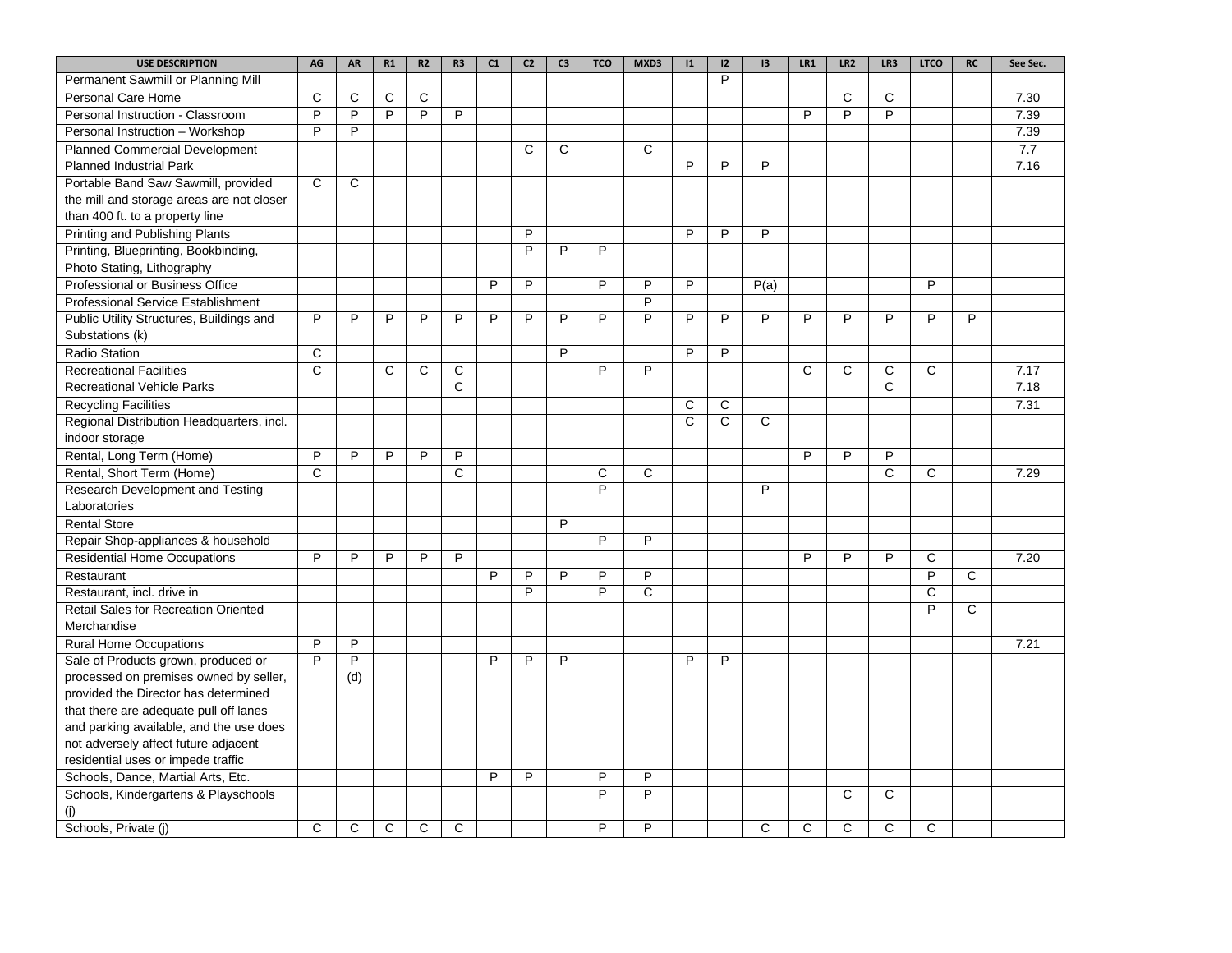| USE DESCRIPTION | AG | AR | R1 | R2 | R3 | C1 | C2 | C3 | TCO | MXD3 | I1 | I2 | I3 | LR1 | LR2 | LR3 | LTCO | RC | See Sec. |
|---|---|---|---|---|---|---|---|---|---|---|---|---|---|---|---|---|---|---|---|
| Permanent Sawmill or Planning Mill | | | | | | | | | | | | P | | | | | | | |
| Personal Care Home | C | C | C | C | | | | | | | | | | | C | C | | | 7.30 |
| Personal Instruction - Classroom | P | P | P | P | P | | | | | | | | | P | P | P | | | 7.39 |
| Personal Instruction – Workshop | P | P | | | | | | | | | | | | | | | | | 7.39 |
| Planned Commercial Development | | | | | | | C | C | | C | | | | | | | | | 7.7 |
| Planned Industrial Park | | | | | | | | | | | P | P | P | | | | | | 7.16 |
| Portable Band Saw Sawmill, provided the mill and storage areas are not closer than 400 ft. to a property line | C | C | | | | | | | | | | | | | | | | | |
| Printing and Publishing Plants | | | | | | | P | | | | P | P | P | | | | | | |
| Printing, Blueprinting, Bookbinding, Photo Stating, Lithography | | | | | | | P | P | P | | | | | | | | | | |
| Professional or Business Office | | | | | | P | P | | P | P | P | | P(a) | | | | P | | |
| Professional Service Establishment | | | | | | | | | | P | | | | | | | | | |
| Public Utility Structures, Buildings and Substations (k) | P | P | P | P | P | P | P | P | P | P | P | P | P | P | P | P | P | P | |
| Radio Station | C | | | | | | | P | | | P | P | | | | | | | |
| Recreational Facilities | C | | C | C | C | | | | P | P | | | | C | C | C | C | | 7.17 |
| Recreational Vehicle Parks | | | | | C | | | | | | | | | | | C | | | 7.18 |
| Recycling Facilities | | | | | | | | | | | C | C | | | | | | | 7.31 |
| Regional Distribution Headquarters, incl. indoor storage | | | | | | | | | | | C | C | C | | | | | | |
| Rental, Long Term (Home) | P | P | P | P | P | | | | | | | | | P | P | P | | | |
| Rental, Short Term (Home) | C | | | | C | | | | C | C | | | | | | C | C | | 7.29 |
| Research Development and Testing Laboratories | | | | | | | | | P | | | | P | | | | | | |
| Rental Store | | | | | | | | P | | | | | | | | | | | |
| Repair Shop-appliances & household | | | | | | | | | P | P | | | | | | | | | |
| Residential Home Occupations | P | P | P | P | P | | | | | | | | | P | P | P | C | | 7.20 |
| Restaurant | | | | | | P | P | P | P | P | | | | | | | P | C | |
| Restaurant, incl. drive in | | | | | | | P | | P | C | | | | | | | C | | |
| Retail Sales for Recreation Oriented Merchandise | | | | | | | | | | | | | | | | | P | C | |
| Rural Home Occupations | P | P | | | | | | | | | | | | | | | | | 7.21 |
| Sale of Products grown, produced or processed on premises owned by seller, provided the Director has determined that there are adequate pull off lanes and parking available, and the use does not adversely affect future adjacent residential uses or impede traffic | P | P (d) | | | | P | P | P | | | P | P | | | | | | | |
| Schools, Dance, Martial Arts, Etc. | | | | | | P | P | | P | P | | | | | | | | | |
| Schools, Kindergartens & Playschools (j) | | | | | | | | | P | P | | | | | C | C | | | |
| Schools, Private (j) | C | C | C | C | C | | | | P | P | | | C | C | C | C | C | | |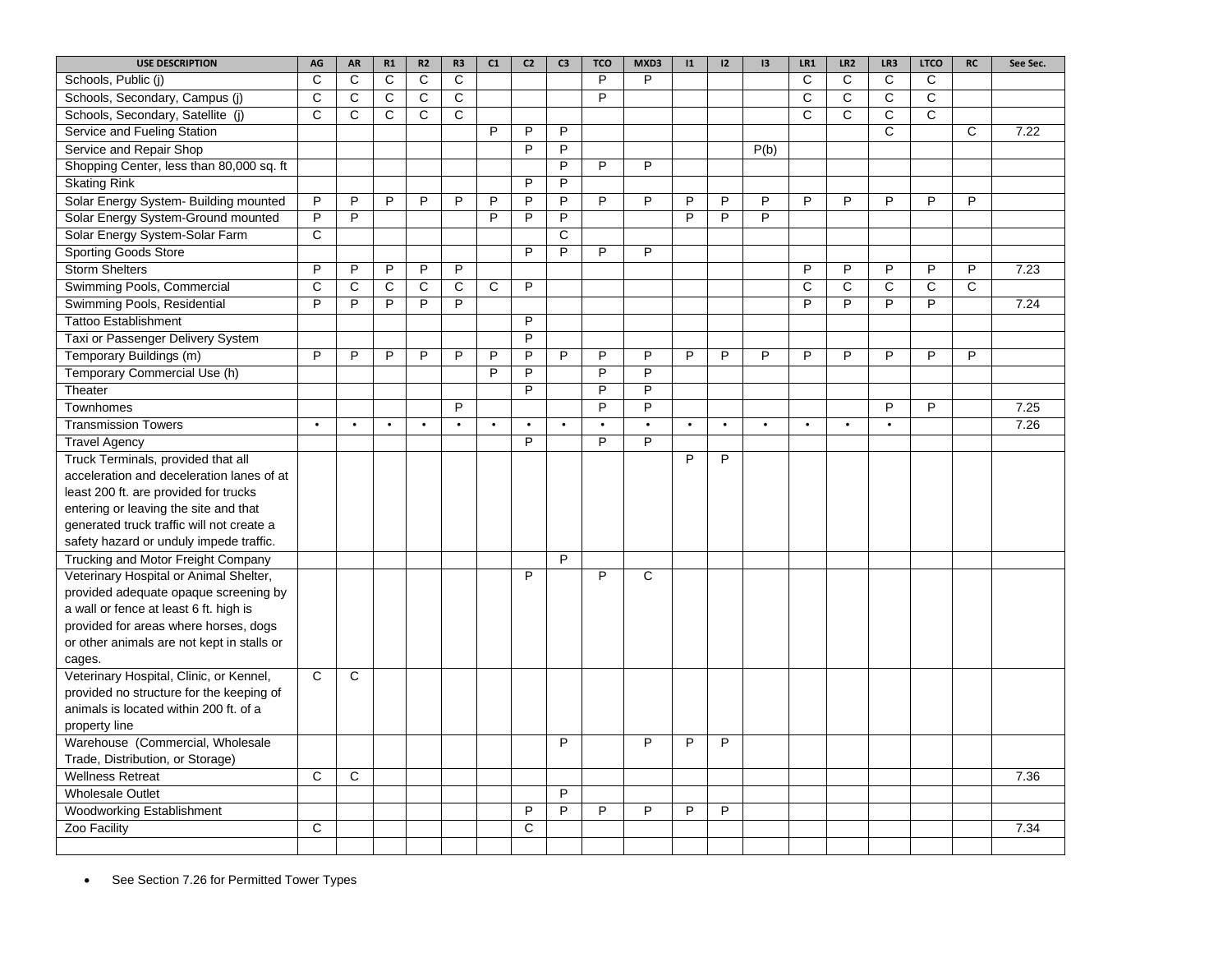| USE DESCRIPTION | AG | AR | R1 | R2 | R3 | C1 | C2 | C3 | TCO | MXD3 | I1 | I2 | I3 | LR1 | LR2 | LR3 | LTCO | RC | See Sec. |
|---|---|---|---|---|---|---|---|---|---|---|---|---|---|---|---|---|---|---|---|
| Schools, Public (j) | C | C | C | C | C | | | | P | P | | | | C | C | C | C | | |
| Schools, Secondary, Campus (j) | C | C | C | C | C | | | | P | | | | | C | C | C | C | | |
| Schools, Secondary, Satellite (j) | C | C | C | C | C | | | | | | | | | C | C | C | C | | |
| Service and Fueling Station | | | | | | P | P | P | | | | | | | | C | | C | 7.22 |
| Service and Repair Shop | | | | | | | P | P | | | | | P(b) | | | | | | |
| Shopping Center, less than 80,000 sq. ft | | | | | | | | P | P | P | | | | | | | | | |
| Skating Rink | | | | | | | P | P | | | | | | | | | | | |
| Solar Energy System- Building mounted | P | P | P | P | P | P | P | P | P | P | P | P | P | P | P | P | P | P | |
| Solar Energy System-Ground mounted | P | P | | | | P | P | P | | | P | P | P | | | | | | |
| Solar Energy System-Solar Farm | C | | | | | | | C | | | | | | | | | | | |
| Sporting Goods Store | | | | | | | P | P | P | P | | | | | | | | | |
| Storm Shelters | P | P | P | P | P | | | | | | | | | P | P | P | P | P | 7.23 |
| Swimming Pools, Commercial | C | C | C | C | C | C | P | | | | | | | C | C | C | C | C | |
| Swimming Pools, Residential | P | P | P | P | P | | | | | | | | | P | P | P | P | | 7.24 |
| Tattoo Establishment | | | | | | | P | | | | | | | | | | | | |
| Taxi or Passenger Delivery System | | | | | | | P | | | | | | | | | | | | |
| Temporary Buildings (m) | P | P | P | P | P | P | P | P | P | P | P | P | P | P | P | P | P | P | |
| Temporary Commercial Use (h) | | | | | | P | P | | P | P | | | | | | | | | |
| Theater | | | | | | | P | | P | P | | | | | | | | | |
| Townhomes | | | | | P | | | | P | P | | | | | | P | P | | 7.25 |
| Transmission Towers | • | • | • | • | • | • | • | • | • | • | • | • | • | • | • | • | | | 7.26 |
| Travel Agency | | | | | | | P | | P | P | | | | | | | | | |
| Truck Terminals, provided that all acceleration and deceleration lanes of at least 200 ft. are provided for trucks entering or leaving the site and that generated truck traffic will not create a safety hazard or unduly impede traffic. | | | | | | | | | | | P | P | | | | | | | |
| Trucking and Motor Freight Company | | | | | | | | P | | | | | | | | | | | |
| Veterinary Hospital or Animal Shelter, provided adequate opaque screening by a wall or fence at least 6 ft. high is provided for areas where horses, dogs or other animals are not kept in stalls or cages. | | | | | | | P | | P | C | | | | | | | | | |
| Veterinary Hospital, Clinic, or Kennel, provided no structure for the keeping of animals is located within 200 ft. of a property line | C | C | | | | | | | | | | | | | | | | | |
| Warehouse (Commercial, Wholesale Trade, Distribution, or Storage) | | | | | | | | P | | P | P | P | | | | | | | |
| Wellness Retreat | C | C | | | | | | | | | | | | | | | | | 7.36 |
| Wholesale Outlet | | | | | | | | P | | | | | | | | | | | |
| Woodworking Establishment | | | | | | | P | P | P | P | P | P | | | | | | | |
| Zoo Facility | C | | | | | | C | | | | | | | | | | | | 7.34 |
| | | | | | | | | | | | | | | | | | | | |

- See Section 7.26 for Permitted Tower Types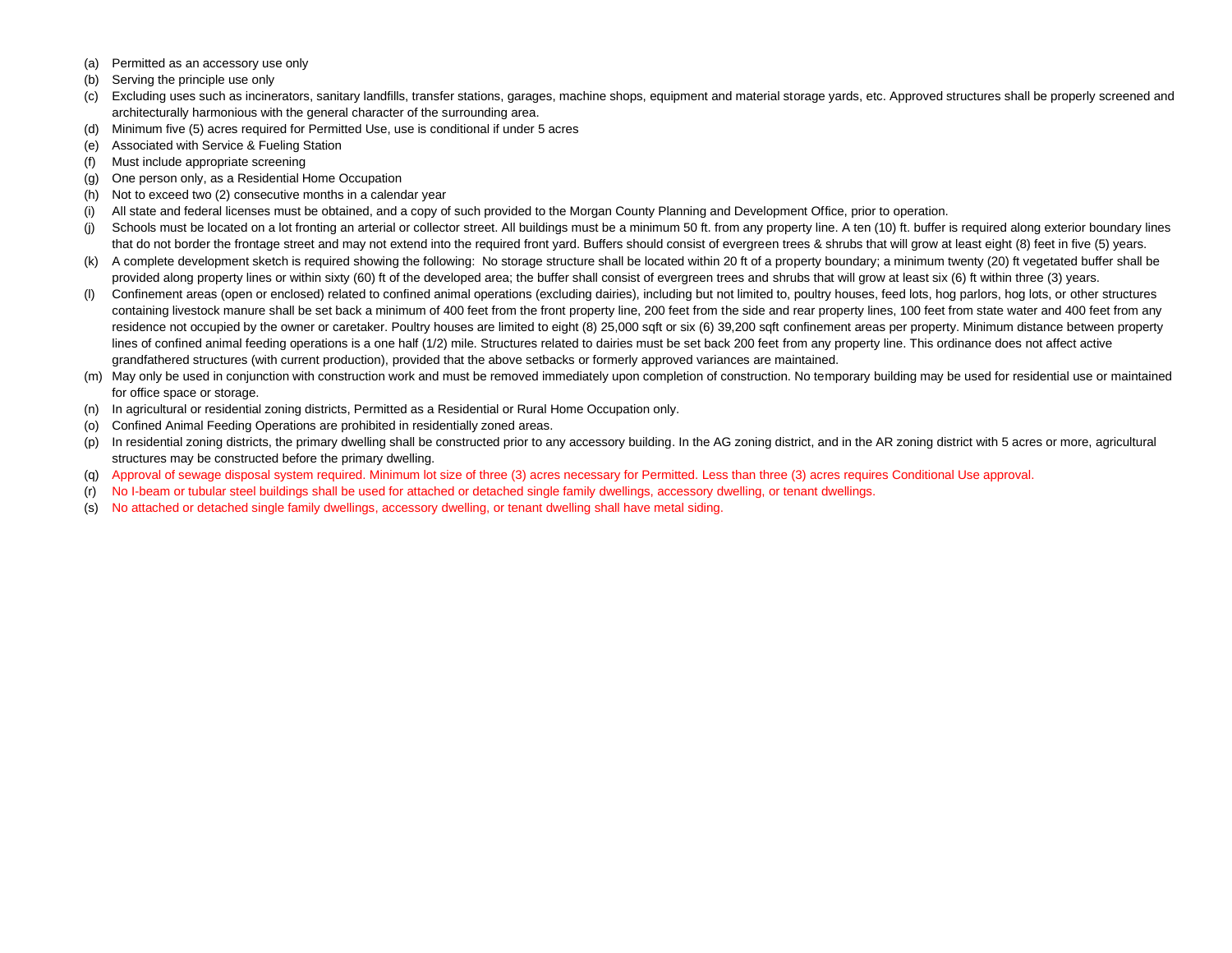(a) Permitted as an accessory use only

(b) Serving the principle use only

(c) Excluding uses such as incinerators, sanitary landfills, transfer stations, garages, machine shops, equipment and material storage yards, etc. Approved structures shall be properly screened and architecturally harmonious with the general character of the surrounding area.

(d) Minimum five (5) acres required for Permitted Use, use is conditional if under 5 acres

(e) Associated with Service & Fueling Station

(f) Must include appropriate screening

(g) One person only, as a Residential Home Occupation

(h) Not to exceed two (2) consecutive months in a calendar year

(i) All state and federal licenses must be obtained, and a copy of such provided to the Morgan County Planning and Development Office, prior to operation.

(j) Schools must be located on a lot fronting an arterial or collector street. All buildings must be a minimum 50 ft. from any property line. A ten (10) ft. buffer is required along exterior boundary lines that do not border the frontage street and may not extend into the required front yard. Buffers should consist of evergreen trees & shrubs that will grow at least eight (8) feet in five (5) years.

(k) A complete development sketch is required showing the following: No storage structure shall be located within 20 ft of a property boundary; a minimum twenty (20) ft vegetated buffer shall be provided along property lines or within sixty (60) ft of the developed area; the buffer shall consist of evergreen trees and shrubs that will grow at least six (6) ft within three (3) years.

(l) Confinement areas (open or enclosed) related to confined animal operations (excluding dairies), including but not limited to, poultry houses, feed lots, hog parlors, hog lots, or other structures containing livestock manure shall be set back a minimum of 400 feet from the front property line, 200 feet from the side and rear property lines, 100 feet from state water and 400 feet from any residence not occupied by the owner or caretaker. Poultry houses are limited to eight (8) 25,000 sqft or six (6) 39,200 sqft confinement areas per property. Minimum distance between property lines of confined animal feeding operations is a one half (1/2) mile. Structures related to dairies must be set back 200 feet from any property line. This ordinance does not affect active grandfathered structures (with current production), provided that the above setbacks or formerly approved variances are maintained.

(m) May only be used in conjunction with construction work and must be removed immediately upon completion of construction. No temporary building may be used for residential use or maintained for office space or storage.

(n) In agricultural or residential zoning districts, Permitted as a Residential or Rural Home Occupation only.

(o) Confined Animal Feeding Operations are prohibited in residentially zoned areas.

(p) In residential zoning districts, the primary dwelling shall be constructed prior to any accessory building. In the AG zoning district, and in the AR zoning district with 5 acres or more, agricultural structures may be constructed before the primary dwelling.

(q) Approval of sewage disposal system required. Minimum lot size of three (3) acres necessary for Permitted. Less than three (3) acres requires Conditional Use approval.

(r) No I-beam or tubular steel buildings shall be used for attached or detached single family dwellings, accessory dwelling, or tenant dwellings.

(s) No attached or detached single family dwellings, accessory dwelling, or tenant dwelling shall have metal siding.